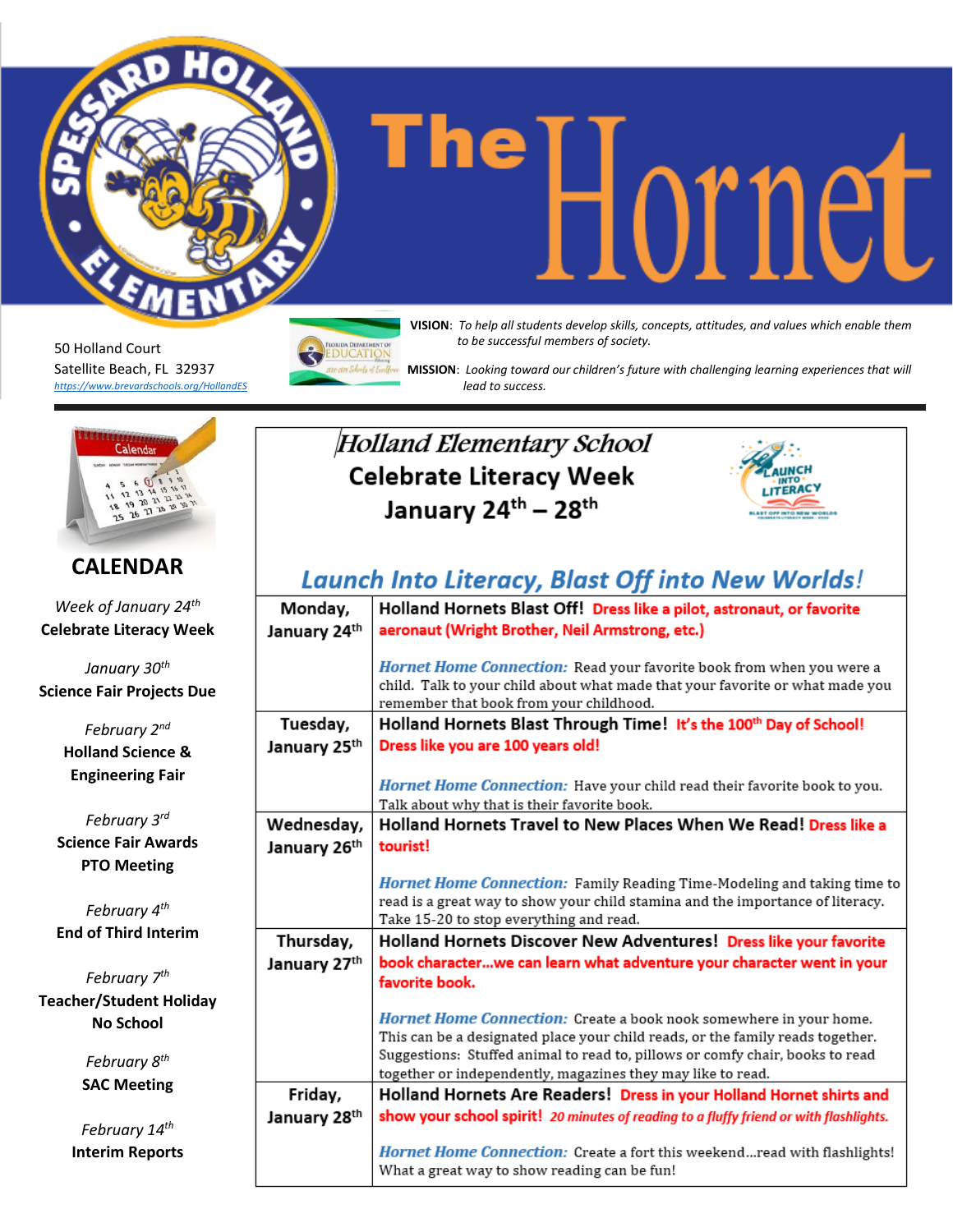# The Hornet

SPESSARD HOLLAND ELEMENTARY

50 Holland Court
Satellite Beach, FL 32937
https://www.brevardschools.org/HollandES

**VISION**: *To help all students develop skills, concepts, attitudes, and values which enable them to be successful members of society.*

**MISSION**: *Looking toward our children's future with challenging learning experiences that will lead to success.*

## CALENDAR

*Week of January 24th*
**Celebrate Literacy Week**

*January 30th*
**Science Fair Projects Due**

*February 2nd*
**Holland Science & Engineering Fair**

*February 3rd*
**Science Fair Awards**
**PTO Meeting**

*February 4th*
**End of Third Interim**

*February 7th*
**Teacher/Student Holiday**
**No School**

*February 8th*
**SAC Meeting**

*February 14th*
**Interim Reports**

## *Holland Elementary School*
## Celebrate Literacy Week
## January 24th – 28th

### *Launch Into Literacy, Blast Off into New Worlds!*

| Day | Activity |
|---|---|
| **Monday, January 24th** | **Holland Hornets Blast Off!** **Dress like a pilot, astronaut, or favorite aeronaut (Wright Brother, Neil Armstrong, etc.)** <br><br> ***Hornet Home Connection:*** Read your favorite book from when you were a child. Talk to your child about what made that your favorite or what made you remember that book from your childhood. |
| **Tuesday, January 25th** | **Holland Hornets Blast Through Time!** **It's the 100th Day of School! Dress like you are 100 years old!** <br><br> ***Hornet Home Connection:*** Have your child read their favorite book to you. Talk about why that is their favorite book. |
| **Wednesday, January 26th** | **Holland Hornets Travel to New Places When We Read!** **Dress like a tourist!** <br><br> ***Hornet Home Connection:*** Family Reading Time-Modeling and taking time to read is a great way to show your child stamina and the importance of literacy. Take 15-20 to stop everything and read. |
| **Thursday, January 27th** | **Holland Hornets Discover New Adventures!** **Dress like your favorite book character…we can learn what adventure your character went in your favorite book.** <br><br> ***Hornet Home Connection:*** Create a book nook somewhere in your home. This can be a designated place your child reads, or the family reads together. Suggestions: Stuffed animal to read to, pillows or comfy chair, books to read together or independently, magazines they may like to read. |
| **Friday, January 28th** | **Holland Hornets Are Readers!** **Dress in your Holland Hornet shirts and show your school spirit!** ***20 minutes of reading to a fluffy friend or with flashlights.*** <br><br> ***Hornet Home Connection:*** Create a fort this weekend…read with flashlights! What a great way to show reading can be fun! |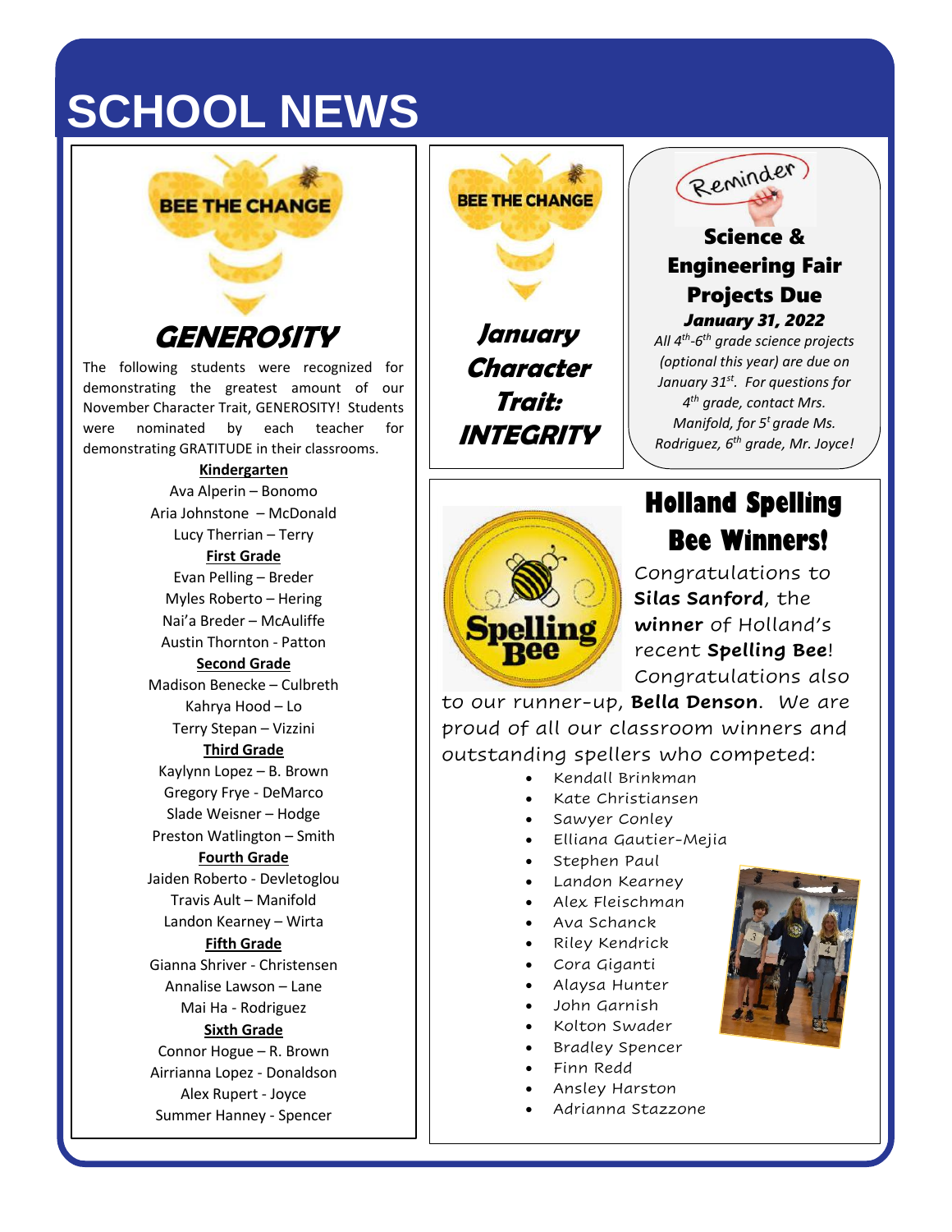# SCHOOL NEWS

BEE THE CHANGE

## GENEROSITY

The following students were recognized for demonstrating the greatest amount of our November Character Trait, GENEROSITY! Students were nominated by each teacher for demonstrating GRATITUDE in their classrooms.

**Kindergarten**

Ava Alperin – Bonomo
Aria Johnstone – McDonald
Lucy Therrian – Terry

**First Grade**

Evan Pelling – Breder
Myles Roberto – Hering
Nai'a Breder – McAuliffe
Austin Thornton - Patton

**Second Grade**

Madison Benecke – Culbreth
Kahrya Hood – Lo
Terry Stepan – Vizzini

**Third Grade**

Kaylynn Lopez – B. Brown
Gregory Frye - DeMarco
Slade Weisner – Hodge
Preston Watlington – Smith

**Fourth Grade**

Jaiden Roberto - Devletoglou
Travis Ault – Manifold
Landon Kearney – Wirta

**Fifth Grade**

Gianna Shriver - Christensen
Annalise Lawson – Lane
Mai Ha - Rodriguez

**Sixth Grade**

Connor Hogue – R. Brown
Airrianna Lopez - Donaldson
Alex Rupert - Joyce
Summer Hanney - Spencer

BEE THE CHANGE

## *January Character Trait: INTEGRITY*

Reminder

### Science & Engineering Fair Projects Due

***January 31, 2022***

*All 4th-6th grade science projects (optional this year) are due on January 31st. For questions for 4th grade, contact Mrs. Manifold, for 5t grade Ms. Rodriguez, 6th grade, Mr. Joyce!*

## Holland Spelling Bee Winners!

Congratulations to **Silas Sanford**, the **winner** of Holland's recent **Spelling Bee**! Congratulations also to our runner-up, **Bella Denson**. We are proud of all our classroom winners and outstanding spellers who competed:

- Kendall Brinkman
- Kate Christiansen
- Sawyer Conley
- Elliana Gautier-Mejia
- Stephen Paul
- Landon Kearney
- Alex Fleischman
- Ava Schanck
- Riley Kendrick
- Cora Giganti
- Alaysa Hunter
- John Garnish
- Kolton Swader
- Bradley Spencer
- Finn Redd
- Ansley Harston
- Adrianna Stazzone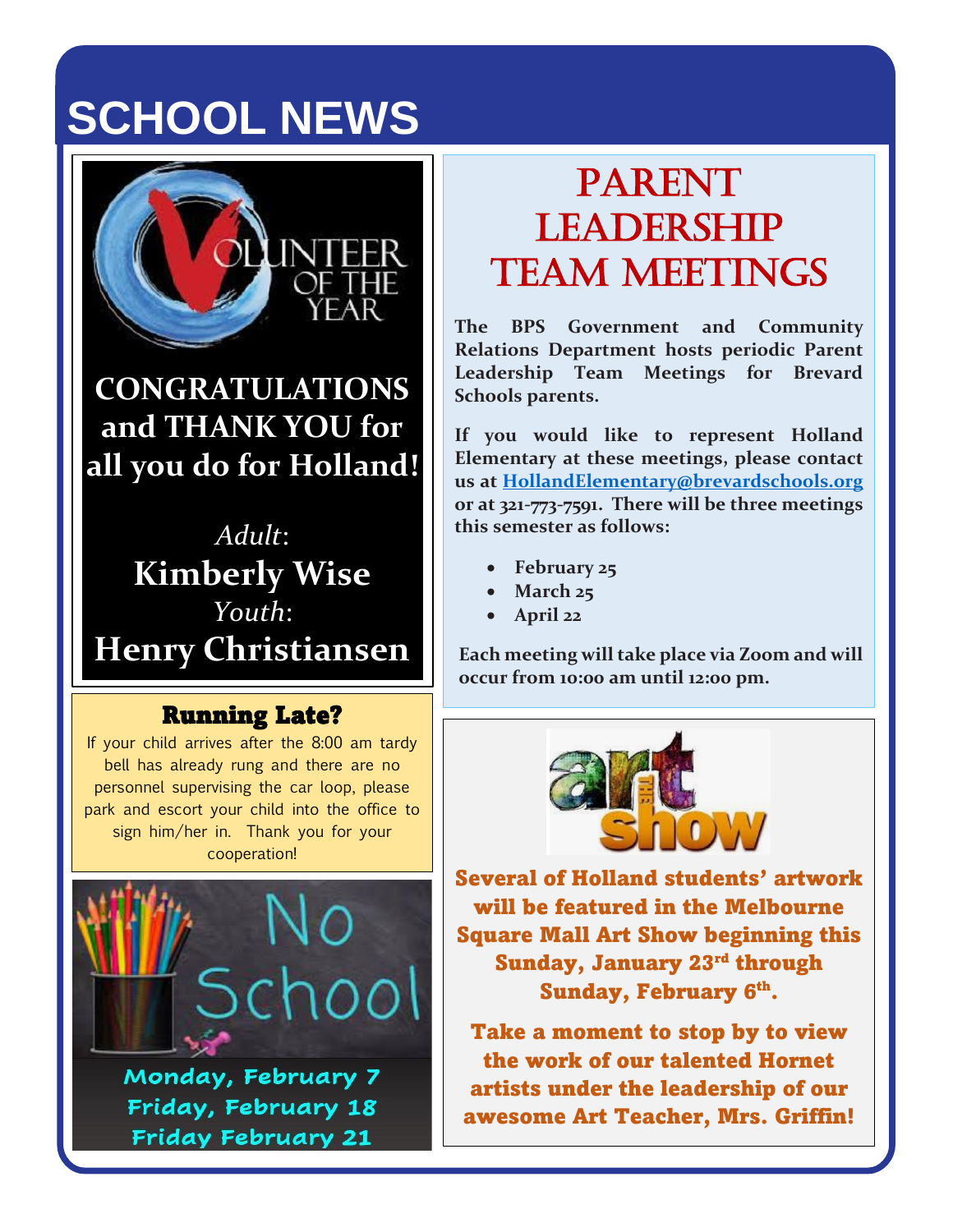# SCHOOL NEWS

VOLUNTEER OF THE YEAR

**CONGRATULATIONS and THANK YOU for all you do for Holland!**

*Adult*:
**Kimberly Wise**
*Youth*:
**Henry Christiansen**

## Running Late?

If your child arrives after the 8:00 am tardy bell has already rung and there are no personnel supervising the car loop, please park and escort your child into the office to sign him/her in. Thank you for your cooperation!

No School

**Monday, February 7**
**Friday, February 18**
**Friday February 21**

## PARENT LEADERSHIP TEAM MEETINGS

**The BPS Government and Community Relations Department hosts periodic Parent Leadership Team Meetings for Brevard Schools parents.**

**If you would like to represent Holland Elementary at these meetings, please contact us at HollandElementary@brevardschools.org or at 321-773-7591. There will be three meetings this semester as follows:**

- **February 25**
- **March 25**
- **April 22**

**Each meeting will take place via Zoom and will occur from 10:00 am until 12:00 pm.**

art THE show

**Several of Holland students' artwork will be featured in the Melbourne Square Mall Art Show beginning this Sunday, January 23rd through Sunday, February 6th.**

**Take a moment to stop by to view the work of our talented Hornet artists under the leadership of our awesome Art Teacher, Mrs. Griffin!**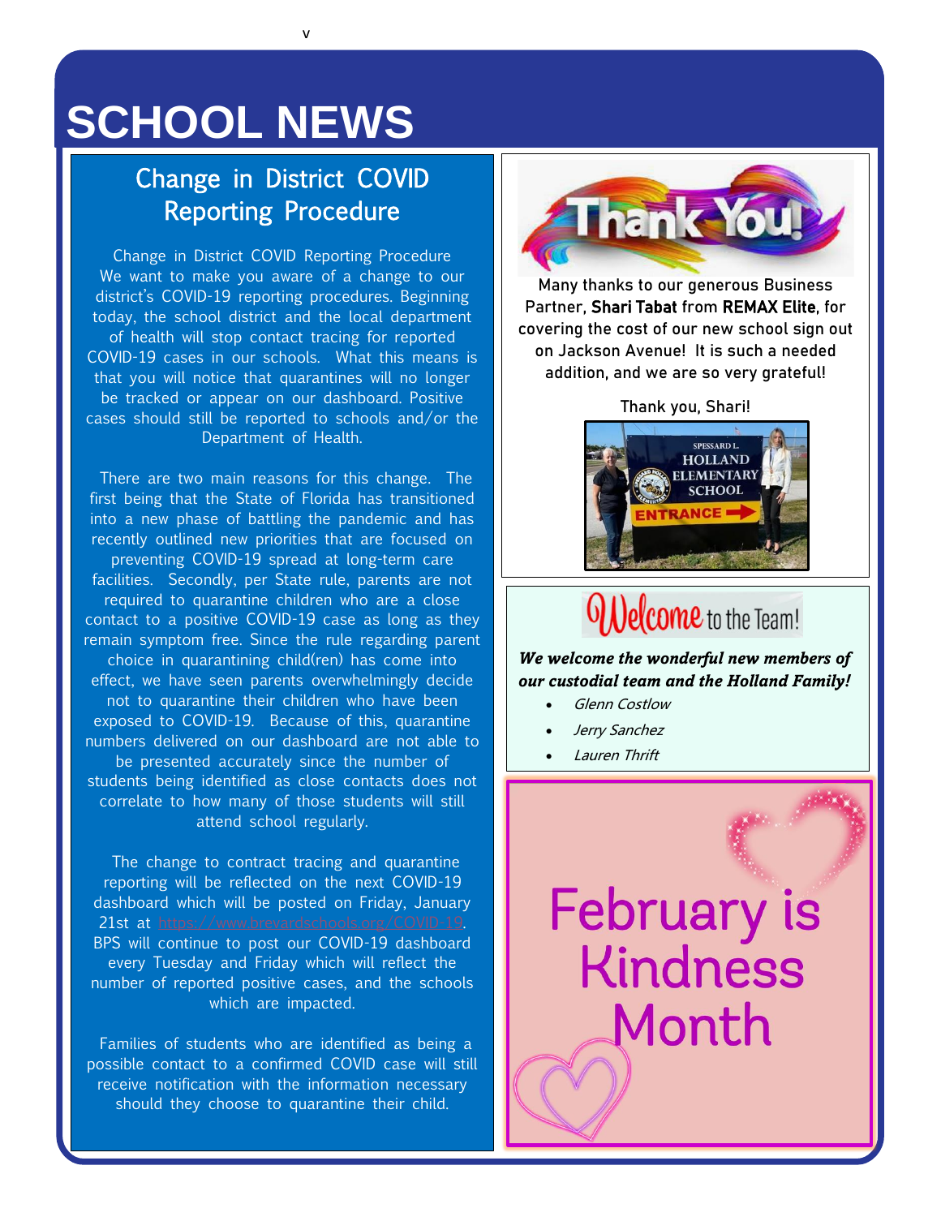# SCHOOL NEWS

## Change in District COVID Reporting Procedure

Change in District COVID Reporting Procedure
We want to make you aware of a change to our district's COVID-19 reporting procedures. Beginning today, the school district and the local department of health will stop contact tracing for reported COVID-19 cases in our schools. What this means is that you will notice that quarantines will no longer be tracked or appear on our dashboard. Positive cases should still be reported to schools and/or the Department of Health.

There are two main reasons for this change. The first being that the State of Florida has transitioned into a new phase of battling the pandemic and has recently outlined new priorities that are focused on preventing COVID-19 spread at long-term care facilities. Secondly, per State rule, parents are not required to quarantine children who are a close contact to a positive COVID-19 case as long as they remain symptom free. Since the rule regarding parent choice in quarantining child(ren) has come into effect, we have seen parents overwhelmingly decide not to quarantine their children who have been exposed to COVID-19. Because of this, quarantine numbers delivered on our dashboard are not able to be presented accurately since the number of students being identified as close contacts does not correlate to how many of those students will still attend school regularly.

The change to contract tracing and quarantine reporting will be reflected on the next COVID-19 dashboard which will be posted on Friday, January 21st at https://www.brevardschools.org/COVID-19. BPS will continue to post our COVID-19 dashboard every Tuesday and Friday which will reflect the number of reported positive cases, and the schools which are impacted.

Families of students who are identified as being a possible contact to a confirmed COVID case will still receive notification with the information necessary should they choose to quarantine their child.

## Thank You!

Many thanks to our generous Business Partner, **Shari Tabat** from **REMAX Elite**, for covering the cost of our new school sign out on Jackson Avenue! It is such a needed addition, and we are so very grateful!

Thank you, Shari!

## Welcome to the Team!

***We welcome the wonderful new members of our custodial team and the Holland Family!***

- *Glenn Costlow*
- *Jerry Sanchez*
- *Lauren Thrift*

## February is Kindness Month